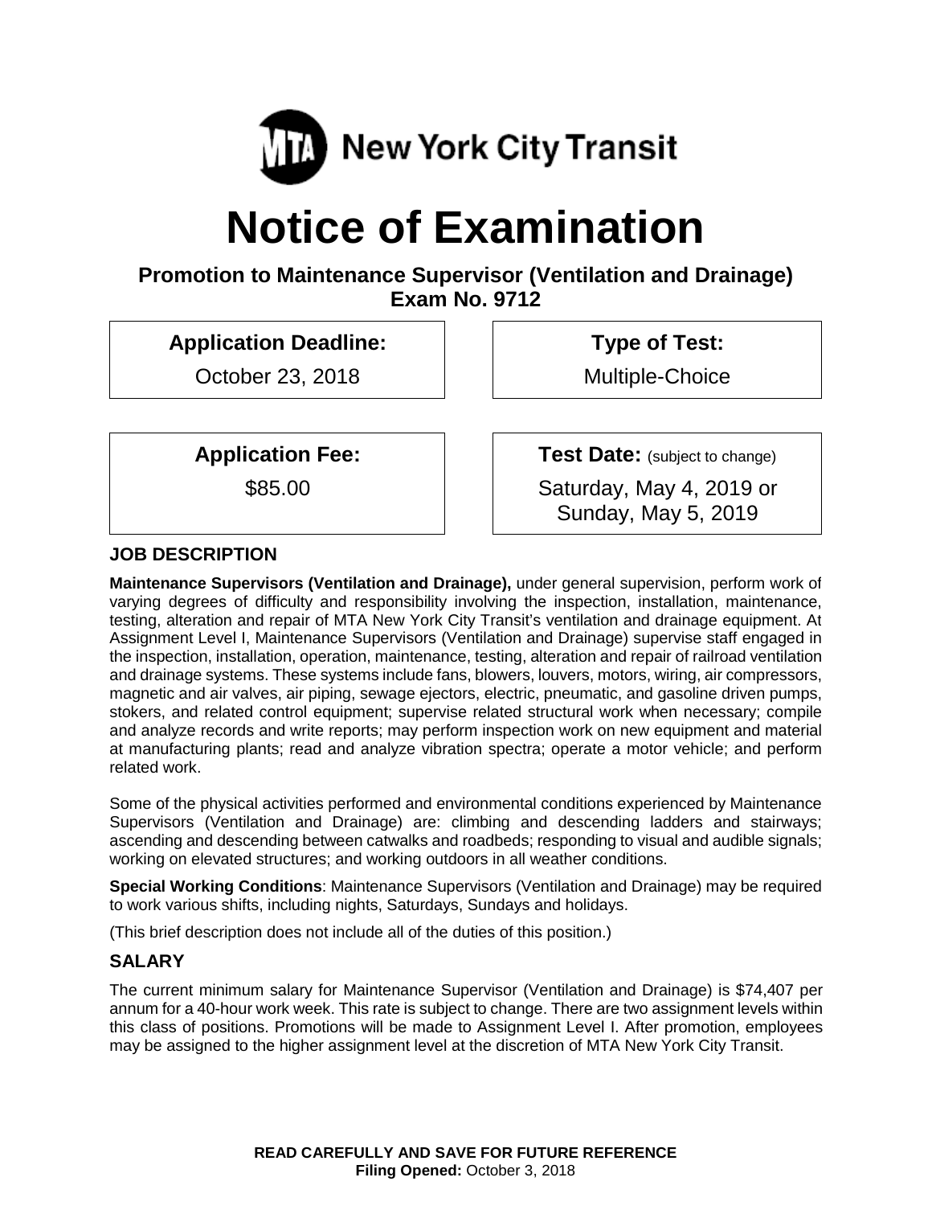MTA New York City Transit

# Notice of Examination

### Promotion to Maintenance Supervisor (Ventilation and Drainage)
### Exam No. 9712

| **Application Deadline:** | **Type of Test:** |
| --- | --- |
| October 23, 2018 | Multiple-Choice |

| **Application Fee:** | **Test Date:** (subject to change) |
| --- | --- |
| $85.00 | Saturday, May 4, 2019 or Sunday, May 5, 2019 |

## JOB DESCRIPTION

**Maintenance Supervisors (Ventilation and Drainage),** under general supervision, perform work of varying degrees of difficulty and responsibility involving the inspection, installation, maintenance, testing, alteration and repair of MTA New York City Transit's ventilation and drainage equipment. At Assignment Level I, Maintenance Supervisors (Ventilation and Drainage) supervise staff engaged in the inspection, installation, operation, maintenance, testing, alteration and repair of railroad ventilation and drainage systems. These systems include fans, blowers, louvers, motors, wiring, air compressors, magnetic and air valves, air piping, sewage ejectors, electric, pneumatic, and gasoline driven pumps, stokers, and related control equipment; supervise related structural work when necessary; compile and analyze records and write reports; may perform inspection work on new equipment and material at manufacturing plants; read and analyze vibration spectra; operate a motor vehicle; and perform related work.

Some of the physical activities performed and environmental conditions experienced by Maintenance Supervisors (Ventilation and Drainage) are: climbing and descending ladders and stairways; ascending and descending between catwalks and roadbeds; responding to visual and audible signals; working on elevated structures; and working outdoors in all weather conditions.

**Special Working Conditions**: Maintenance Supervisors (Ventilation and Drainage) may be required to work various shifts, including nights, Saturdays, Sundays and holidays.

(This brief description does not include all of the duties of this position.)

## SALARY

The current minimum salary for Maintenance Supervisor (Ventilation and Drainage) is $74,407 per annum for a 40-hour work week. This rate is subject to change. There are two assignment levels within this class of positions. Promotions will be made to Assignment Level I. After promotion, employees may be assigned to the higher assignment level at the discretion of MTA New York City Transit.

**READ CAREFULLY AND SAVE FOR FUTURE REFERENCE**
**Filing Opened:** October 3, 2018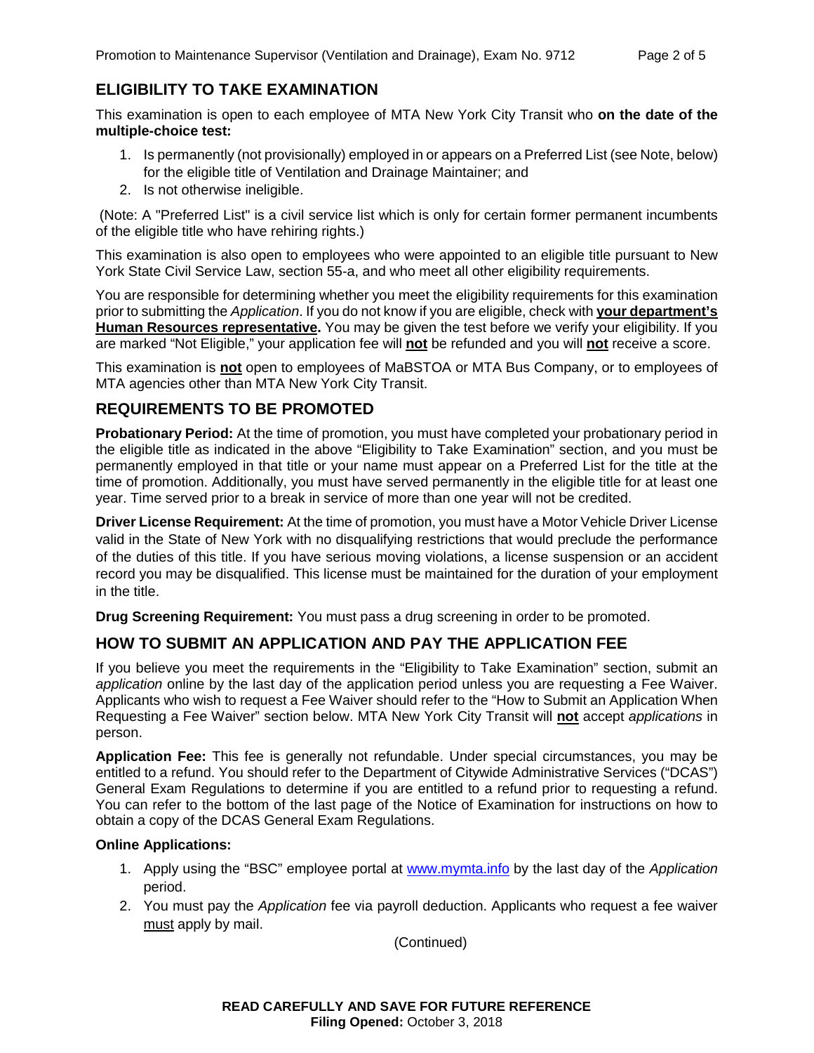## ELIGIBILITY TO TAKE EXAMINATION

This examination is open to each employee of MTA New York City Transit who **on the date of the multiple-choice test:**

1. Is permanently (not provisionally) employed in or appears on a Preferred List (see Note, below) for the eligible title of Ventilation and Drainage Maintainer; and
2. Is not otherwise ineligible.

(Note: A "Preferred List" is a civil service list which is only for certain former permanent incumbents of the eligible title who have rehiring rights.)

This examination is also open to employees who were appointed to an eligible title pursuant to New York State Civil Service Law, section 55-a, and who meet all other eligibility requirements.

You are responsible for determining whether you meet the eligibility requirements for this examination prior to submitting the *Application*. If you do not know if you are eligible, check with **your department's Human Resources representative.** You may be given the test before we verify your eligibility. If you are marked "Not Eligible," your application fee will **not** be refunded and you will **not** receive a score.

This examination is **not** open to employees of MaBSTOA or MTA Bus Company, or to employees of MTA agencies other than MTA New York City Transit.

## REQUIREMENTS TO BE PROMOTED

**Probationary Period:** At the time of promotion, you must have completed your probationary period in the eligible title as indicated in the above "Eligibility to Take Examination" section, and you must be permanently employed in that title or your name must appear on a Preferred List for the title at the time of promotion. Additionally, you must have served permanently in the eligible title for at least one year. Time served prior to a break in service of more than one year will not be credited.

**Driver License Requirement:** At the time of promotion, you must have a Motor Vehicle Driver License valid in the State of New York with no disqualifying restrictions that would preclude the performance of the duties of this title. If you have serious moving violations, a license suspension or an accident record you may be disqualified. This license must be maintained for the duration of your employment in the title.

**Drug Screening Requirement:** You must pass a drug screening in order to be promoted.

## HOW TO SUBMIT AN APPLICATION AND PAY THE APPLICATION FEE

If you believe you meet the requirements in the "Eligibility to Take Examination" section, submit an *application* online by the last day of the application period unless you are requesting a Fee Waiver. Applicants who wish to request a Fee Waiver should refer to the "How to Submit an Application When Requesting a Fee Waiver" section below. MTA New York City Transit will **not** accept *applications* in person.

**Application Fee:** This fee is generally not refundable. Under special circumstances, you may be entitled to a refund. You should refer to the Department of Citywide Administrative Services ("DCAS") General Exam Regulations to determine if you are entitled to a refund prior to requesting a refund. You can refer to the bottom of the last page of the Notice of Examination for instructions on how to obtain a copy of the DCAS General Exam Regulations.

**Online Applications:**

1. Apply using the "BSC" employee portal at www.mymta.info by the last day of the *Application* period.
2. You must pay the *Application* fee via payroll deduction. Applicants who request a fee waiver must apply by mail.

(Continued)

**READ CAREFULLY AND SAVE FOR FUTURE REFERENCE**
**Filing Opened:** October 3, 2018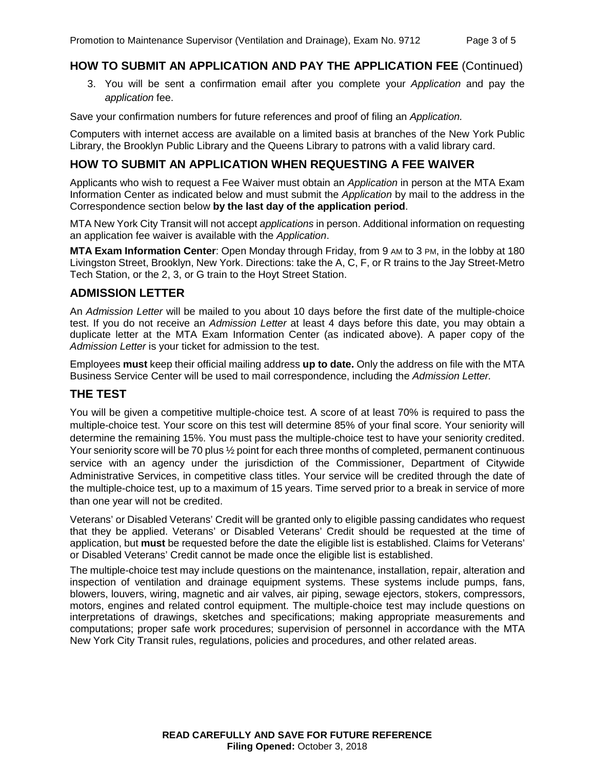## HOW TO SUBMIT AN APPLICATION AND PAY THE APPLICATION FEE (Continued)

3. You will be sent a confirmation email after you complete your *Application* and pay the *application* fee.

Save your confirmation numbers for future references and proof of filing an *Application.*

Computers with internet access are available on a limited basis at branches of the New York Public Library, the Brooklyn Public Library and the Queens Library to patrons with a valid library card.

## HOW TO SUBMIT AN APPLICATION WHEN REQUESTING A FEE WAIVER

Applicants who wish to request a Fee Waiver must obtain an *Application* in person at the MTA Exam Information Center as indicated below and must submit the *Application* by mail to the address in the Correspondence section below **by the last day of the application period**.

MTA New York City Transit will not accept *applications* in person. Additional information on requesting an application fee waiver is available with the *Application*.

**MTA Exam Information Center**: Open Monday through Friday, from 9 AM to 3 PM, in the lobby at 180 Livingston Street, Brooklyn, New York. Directions: take the A, C, F, or R trains to the Jay Street-Metro Tech Station, or the 2, 3, or G train to the Hoyt Street Station.

## ADMISSION LETTER

An *Admission Letter* will be mailed to you about 10 days before the first date of the multiple-choice test. If you do not receive an *Admission Letter* at least 4 days before this date, you may obtain a duplicate letter at the MTA Exam Information Center (as indicated above). A paper copy of the *Admission Letter* is your ticket for admission to the test.

Employees **must** keep their official mailing address **up to date.** Only the address on file with the MTA Business Service Center will be used to mail correspondence, including the *Admission Letter.*

## THE TEST

You will be given a competitive multiple-choice test. A score of at least 70% is required to pass the multiple-choice test. Your score on this test will determine 85% of your final score. Your seniority will determine the remaining 15%. You must pass the multiple-choice test to have your seniority credited. Your seniority score will be 70 plus ½ point for each three months of completed, permanent continuous service with an agency under the jurisdiction of the Commissioner, Department of Citywide Administrative Services, in competitive class titles. Your service will be credited through the date of the multiple-choice test, up to a maximum of 15 years. Time served prior to a break in service of more than one year will not be credited.

Veterans' or Disabled Veterans' Credit will be granted only to eligible passing candidates who request that they be applied. Veterans' or Disabled Veterans' Credit should be requested at the time of application, but **must** be requested before the date the eligible list is established. Claims for Veterans' or Disabled Veterans' Credit cannot be made once the eligible list is established.

The multiple-choice test may include questions on the maintenance, installation, repair, alteration and inspection of ventilation and drainage equipment systems. These systems include pumps, fans, blowers, louvers, wiring, magnetic and air valves, air piping, sewage ejectors, stokers, compressors, motors, engines and related control equipment. The multiple-choice test may include questions on interpretations of drawings, sketches and specifications; making appropriate measurements and computations; proper safe work procedures; supervision of personnel in accordance with the MTA New York City Transit rules, regulations, policies and procedures, and other related areas.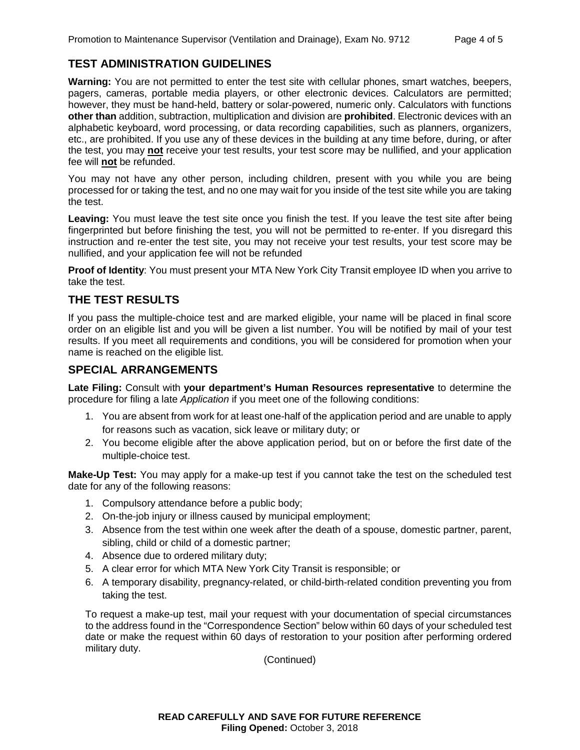## TEST ADMINISTRATION GUIDELINES

**Warning:** You are not permitted to enter the test site with cellular phones, smart watches, beepers, pagers, cameras, portable media players, or other electronic devices. Calculators are permitted; however, they must be hand-held, battery or solar-powered, numeric only. Calculators with functions **other than** addition, subtraction, multiplication and division are **prohibited**. Electronic devices with an alphabetic keyboard, word processing, or data recording capabilities, such as planners, organizers, etc., are prohibited. If you use any of these devices in the building at any time before, during, or after the test, you may **not** receive your test results, your test score may be nullified, and your application fee will **not** be refunded.

You may not have any other person, including children, present with you while you are being processed for or taking the test, and no one may wait for you inside of the test site while you are taking the test.

**Leaving:** You must leave the test site once you finish the test. If you leave the test site after being fingerprinted but before finishing the test, you will not be permitted to re-enter. If you disregard this instruction and re-enter the test site, you may not receive your test results, your test score may be nullified, and your application fee will not be refunded

**Proof of Identity**: You must present your MTA New York City Transit employee ID when you arrive to take the test.

## THE TEST RESULTS

If you pass the multiple-choice test and are marked eligible, your name will be placed in final score order on an eligible list and you will be given a list number. You will be notified by mail of your test results. If you meet all requirements and conditions, you will be considered for promotion when your name is reached on the eligible list.

## SPECIAL ARRANGEMENTS

**Late Filing:** Consult with **your department's Human Resources representative** to determine the procedure for filing a late *Application* if you meet one of the following conditions:

1. You are absent from work for at least one-half of the application period and are unable to apply for reasons such as vacation, sick leave or military duty; or
2. You become eligible after the above application period, but on or before the first date of the multiple-choice test.

**Make-Up Test:** You may apply for a make-up test if you cannot take the test on the scheduled test date for any of the following reasons:

1. Compulsory attendance before a public body;
2. On-the-job injury or illness caused by municipal employment;
3. Absence from the test within one week after the death of a spouse, domestic partner, parent, sibling, child or child of a domestic partner;
4. Absence due to ordered military duty;
5. A clear error for which MTA New York City Transit is responsible; or
6. A temporary disability, pregnancy-related, or child-birth-related condition preventing you from taking the test.

To request a make-up test, mail your request with your documentation of special circumstances to the address found in the "Correspondence Section" below within 60 days of your scheduled test date or make the request within 60 days of restoration to your position after performing ordered military duty.

(Continued)

**READ CAREFULLY AND SAVE FOR FUTURE REFERENCE**
**Filing Opened:** October 3, 2018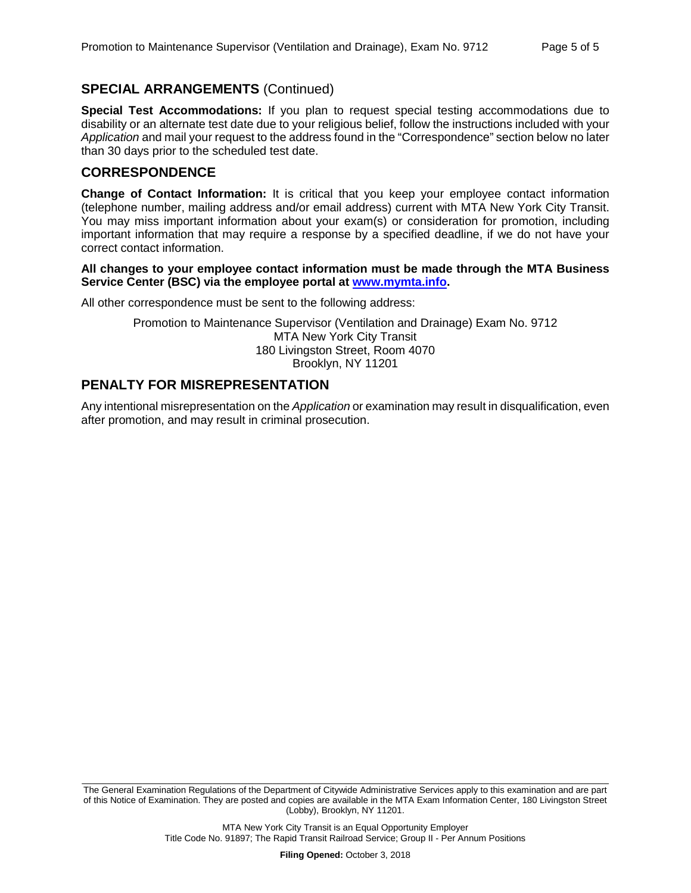## SPECIAL ARRANGEMENTS (Continued)

**Special Test Accommodations:** If you plan to request special testing accommodations due to disability or an alternate test date due to your religious belief, follow the instructions included with your *Application* and mail your request to the address found in the "Correspondence" section below no later than 30 days prior to the scheduled test date.

## CORRESPONDENCE

**Change of Contact Information:** It is critical that you keep your employee contact information (telephone number, mailing address and/or email address) current with MTA New York City Transit. You may miss important information about your exam(s) or consideration for promotion, including important information that may require a response by a specified deadline, if we do not have your correct contact information.

**All changes to your employee contact information must be made through the MTA Business Service Center (BSC) via the employee portal at [www.mymta.info](http://www.mymta.info).**

All other correspondence must be sent to the following address:

Promotion to Maintenance Supervisor (Ventilation and Drainage) Exam No. 9712
MTA New York City Transit
180 Livingston Street, Room 4070
Brooklyn, NY 11201

## PENALTY FOR MISREPRESENTATION

Any intentional misrepresentation on the *Application* or examination may result in disqualification, even after promotion, and may result in criminal prosecution.

---

The General Examination Regulations of the Department of Citywide Administrative Services apply to this examination and are part of this Notice of Examination. They are posted and copies are available in the MTA Exam Information Center, 180 Livingston Street (Lobby), Brooklyn, NY 11201.

MTA New York City Transit is an Equal Opportunity Employer
Title Code No. 91897; The Rapid Transit Railroad Service; Group II - Per Annum Positions

**Filing Opened:** October 3, 2018